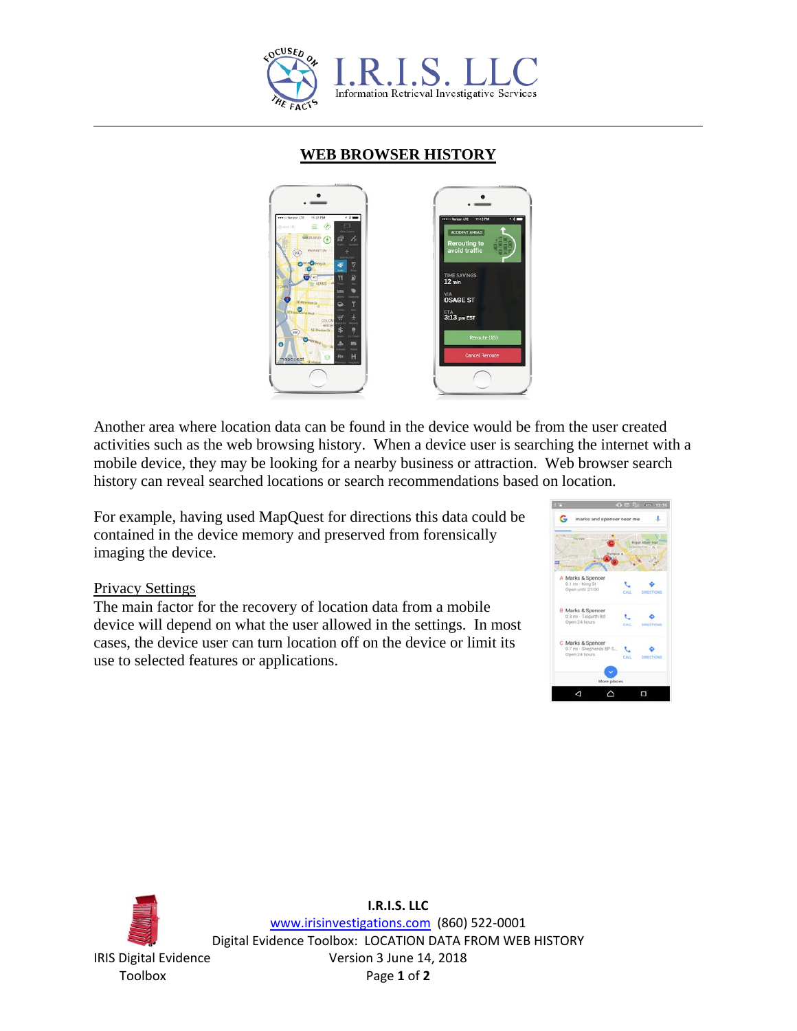## WEB BROWSER HISTORY

Another area where location data can be found in the device would be from the user created activities such as the web browsing history. When a device user is searching the internet with a mobile device, they may be looking for a nearby business or attraction. Web browser search history can reveal searched locations or search recommendations based on location.

For example, having used MapQuest for directions this data could be contained in the device memory and preserved from forensically imaging the device.

### Privacy Settings

The main factor for the recovery of location data from a mobile device will depend on what the user allowed in the settings. In most cases, the device user can turn location off on the device or limit its use to selected features or applications.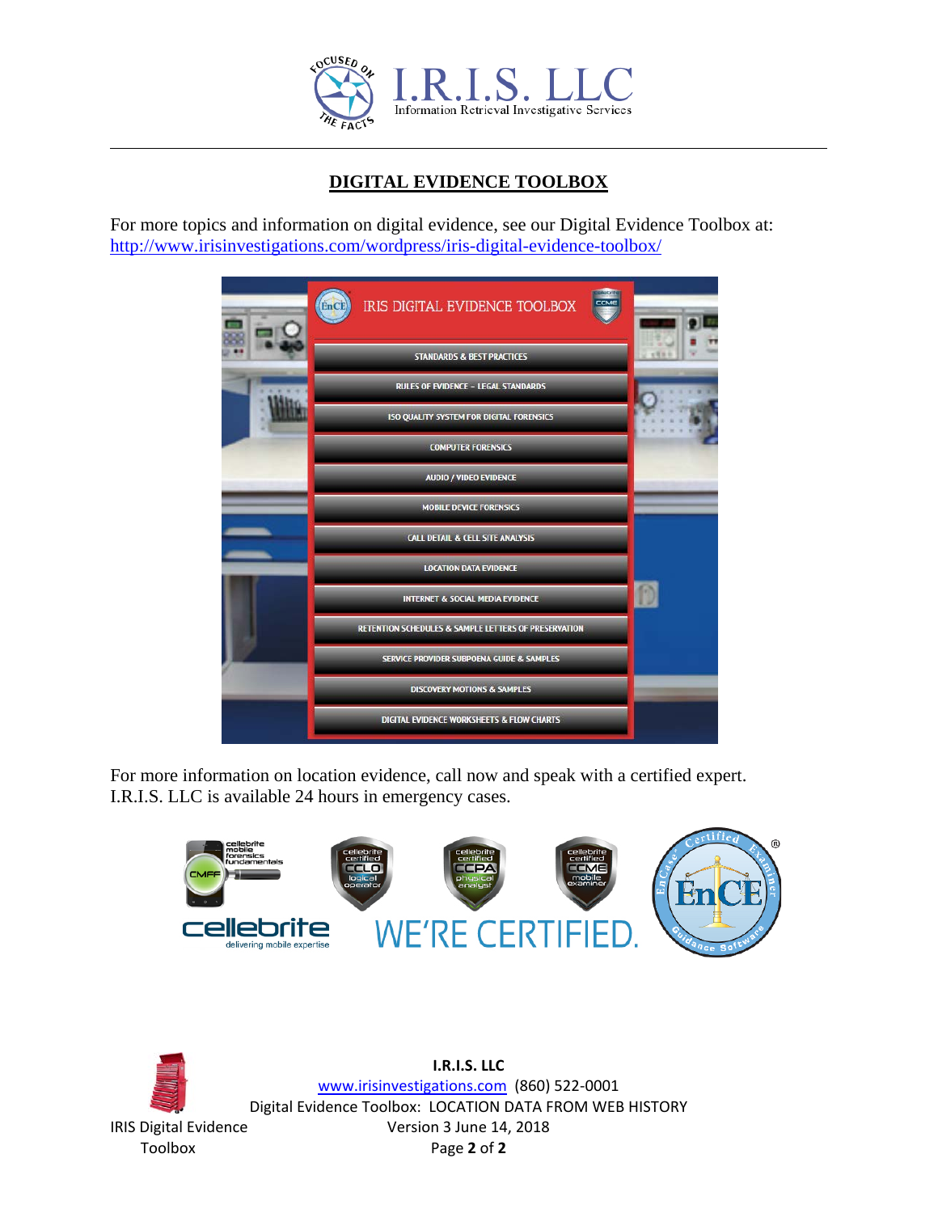# DIGITAL EVIDENCE TOOLBOX

For more topics and information on digital evidence, see our Digital Evidence Toolbox at: http://www.irisinvestigations.com/wordpress/iris-digital-evidence-toolbox/

IRIS DIGITAL EVIDENCE TOOLBOX

- STANDARDS & BEST PRACTICES
- RULES OF EVIDENCE – LEGAL STANDARDS
- ISO QUALITY SYSTEM FOR DIGITAL FORENSICS
- COMPUTER FORENSICS
- AUDIO / VIDEO EVIDENCE
- MOBILE DEVICE FORENSICS
- CALL DETAIL & CELL SITE ANALYSIS
- LOCATION DATA EVIDENCE
- INTERNET & SOCIAL MEDIA EVIDENCE
- RETENTION SCHEDULES & SAMPLE LETTERS OF PRESERVATION
- SERVICE PROVIDER SUBPOENA GUIDE & SAMPLES
- DISCOVERY MOTIONS & SAMPLES
- DIGITAL EVIDENCE WORKSHEETS & FLOW CHARTS

For more information on location evidence, call now and speak with a certified expert. I.R.I.S. LLC is available 24 hours in emergency cases.

WE'RE CERTIFIED.

**I.R.I.S. LLC**
www.irisinvestigations.com (860) 522-0001
Digital Evidence Toolbox: LOCATION DATA FROM WEB HISTORY
Version 3 June 14, 2018